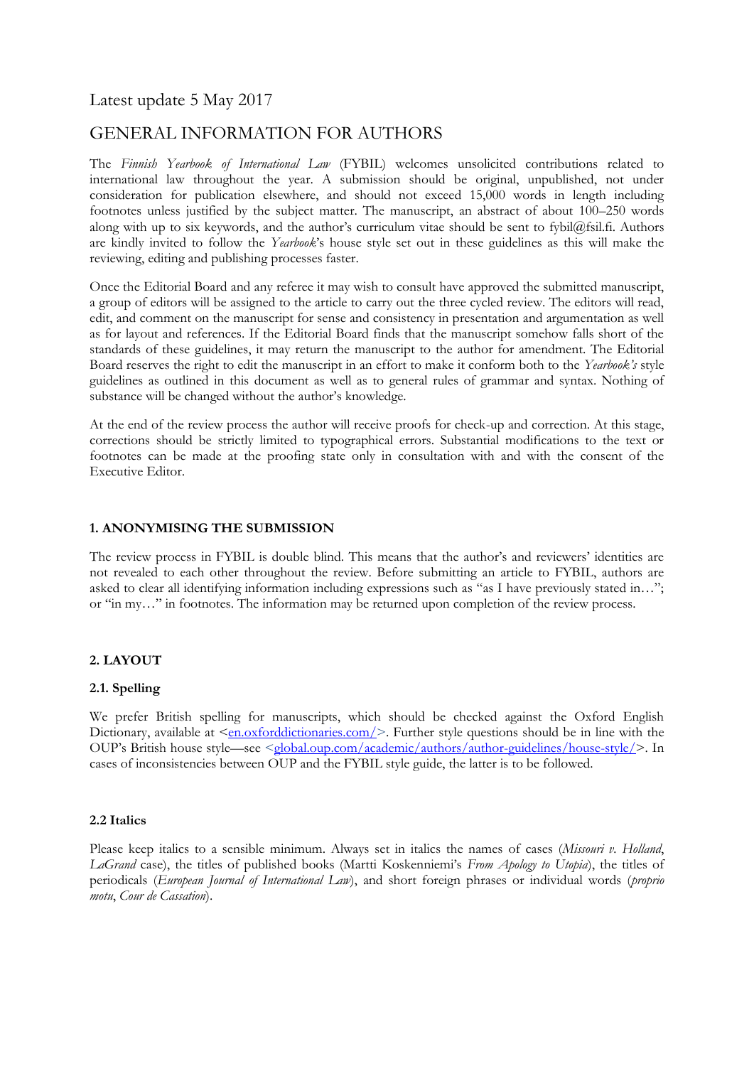Latest update 5 May 2017

# GENERAL INFORMATION FOR AUTHORS

The *Finnish Yearbook of International Law* (FYBIL) welcomes unsolicited contributions related to international law throughout the year. A submission should be original, unpublished, not under consideration for publication elsewhere, and should not exceed 15,000 words in length including footnotes unless justified by the subject matter. The manuscript, an abstract of about 100–250 words along with up to six keywords, and the author's curriculum vitae should be sent to fybil@fsil.fi. Authors are kindly invited to follow the *Yearbook*'s house style set out in these guidelines as this will make the reviewing, editing and publishing processes faster.

Once the Editorial Board and any referee it may wish to consult have approved the submitted manuscript, a group of editors will be assigned to the article to carry out the three cycled review. The editors will read, edit, and comment on the manuscript for sense and consistency in presentation and argumentation as well as for layout and references. If the Editorial Board finds that the manuscript somehow falls short of the standards of these guidelines, it may return the manuscript to the author for amendment. The Editorial Board reserves the right to edit the manuscript in an effort to make it conform both to the *Yearbook's* style guidelines as outlined in this document as well as to general rules of grammar and syntax. Nothing of substance will be changed without the author's knowledge.

At the end of the review process the author will receive proofs for check-up and correction. At this stage, corrections should be strictly limited to typographical errors. Substantial modifications to the text or footnotes can be made at the proofing state only in consultation with and with the consent of the Executive Editor.

## 1. ANONYMISING THE SUBMISSION

The review process in FYBIL is double blind. This means that the author's and reviewers' identities are not revealed to each other throughout the review. Before submitting an article to FYBIL, authors are asked to clear all identifying information including expressions such as "as I have previously stated in…"; or "in my…" in footnotes. The information may be returned upon completion of the review process.

## 2. LAYOUT

### 2.1. Spelling

We prefer British spelling for manuscripts, which should be checked against the Oxford English Dictionary, available at <en.oxforddictionaries.com/>. Further style questions should be in line with the OUP's British house style—see <global.oup.com/academic/authors/author-guidelines/house-style/>. In cases of inconsistencies between OUP and the FYBIL style guide, the latter is to be followed.

### 2.2 Italics

Please keep italics to a sensible minimum. Always set in italics the names of cases (*Missouri v. Holland*, *LaGrand* case), the titles of published books (Martti Koskenniemi's *From Apology to Utopia*), the titles of periodicals (*European Journal of International Law*), and short foreign phrases or individual words (*proprio motu*, *Cour de Cassation*).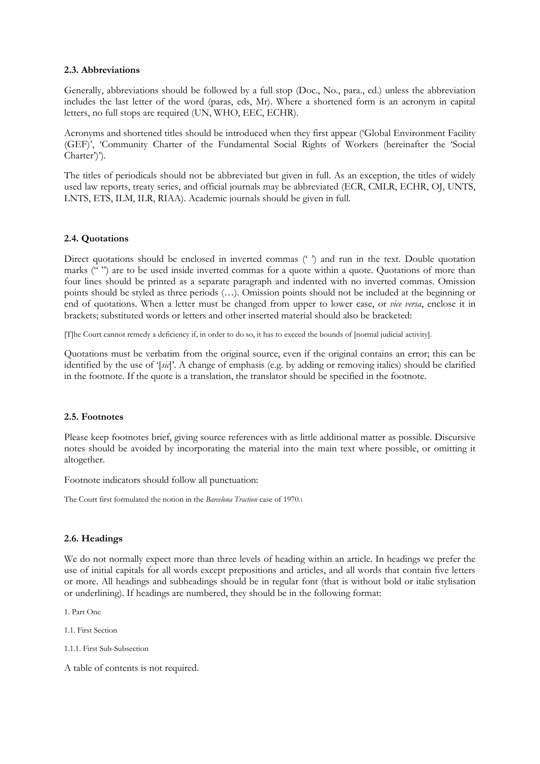### 2.3. Abbreviations

Generally, abbreviations should be followed by a full stop (Doc., No., para., ed.) unless the abbreviation includes the last letter of the word (paras, eds, Mr). Where a shortened form is an acronym in capital letters, no full stops are required (UN, WHO, EEC, ECHR).

Acronyms and shortened titles should be introduced when they first appear ('Global Environment Facility (GEF)', 'Community Charter of the Fundamental Social Rights of Workers (hereinafter the 'Social Charter')').

The titles of periodicals should not be abbreviated but given in full. As an exception, the titles of widely used law reports, treaty series, and official journals may be abbreviated (ECR, CMLR, ECHR, OJ, UNTS, LNTS, ETS, ILM, ILR, RIAA). Academic journals should be given in full.

### 2.4. Quotations

Direct quotations should be enclosed in inverted commas (' ') and run in the text. Double quotation marks (" ") are to be used inside inverted commas for a quote within a quote. Quotations of more than four lines should be printed as a separate paragraph and indented with no inverted commas. Omission points should be styled as three periods (…). Omission points should not be included at the beginning or end of quotations. When a letter must be changed from upper to lower case, or *vice versa*, enclose it in brackets; substituted words or letters and other inserted material should also be bracketed:

[T]he Court cannot remedy a deficiency if, in order to do so, it has to exceed the bounds of [normal judicial activity].

Quotations must be verbatim from the original source, even if the original contains an error; this can be identified by the use of '[*sic*]'. A change of emphasis (e.g. by adding or removing italics) should be clarified in the footnote. If the quote is a translation, the translator should be specified in the footnote.

### 2.5. Footnotes

Please keep footnotes brief, giving source references with as little additional matter as possible. Discursive notes should be avoided by incorporating the material into the main text where possible, or omitting it altogether.

Footnote indicators should follow all punctuation:

The Court first formulated the notion in the *Barcelona Traction* case of 1970.[1]

### 2.6. Headings

We do not normally expect more than three levels of heading within an article. In headings we prefer the use of initial capitals for all words except prepositions and articles, and all words that contain five letters or more. All headings and subheadings should be in regular font (that is without bold or italic stylisation or underlining). If headings are numbered, they should be in the following format:

1. Part One

1.1. First Section

1.1.1. First Sub-Subsection

A table of contents is not required.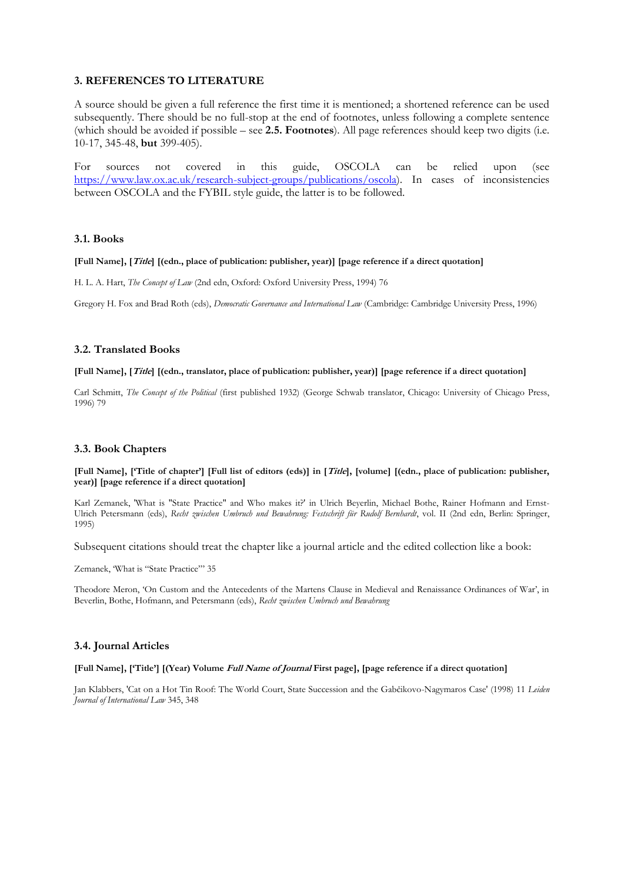## 3. REFERENCES TO LITERATURE

A source should be given a full reference the first time it is mentioned; a shortened reference can be used subsequently. There should be no full-stop at the end of footnotes, unless following a complete sentence (which should be avoided if possible – see **2.5. Footnotes**). All page references should keep two digits (i.e. 10-17, 345-48, **but** 399-405).

For sources not covered in this guide, OSCOLA can be relied upon (see https://www.law.ox.ac.uk/research-subject-groups/publications/oscola). In cases of inconsistencies between OSCOLA and the FYBIL style guide, the latter is to be followed.

### 3.1. Books

**[Full Name], [*Title*] [(edn., place of publication: publisher, year)] [page reference if a direct quotation]**

H. L. A. Hart, *The Concept of Law* (2nd edn, Oxford: Oxford University Press, 1994) 76

Gregory H. Fox and Brad Roth (eds), *Democratic Governance and International Law* (Cambridge: Cambridge University Press, 1996)

### 3.2. Translated Books

**[Full Name], [*Title*] [(edn., translator, place of publication: publisher, year)] [page reference if a direct quotation]**

Carl Schmitt, *The Concept of the Political* (first published 1932) (George Schwab translator, Chicago: University of Chicago Press, 1996) 79

### 3.3. Book Chapters

**[Full Name], ['Title of chapter'] [Full list of editors (eds)] in [*Title*], [volume] [(edn., place of publication: publisher, year)] [page reference if a direct quotation]**

Karl Zemanek, 'What is "State Practice" and Who makes it?' in Ulrich Beyerlin, Michael Bothe, Rainer Hofmann and Ernst-Ulrich Petersmann (eds), *Recht zwischen Umbruch und Bewahrung: Festschrift für Rudolf Bernhardt*, vol. II (2nd edn, Berlin: Springer, 1995)

Subsequent citations should treat the chapter like a journal article and the edited collection like a book:

Zemanek, 'What is "State Practice"' 35

Theodore Meron, 'On Custom and the Antecedents of the Martens Clause in Medieval and Renaissance Ordinances of War', in Beyerlin, Bothe, Hofmann, and Petersmann (eds), *Recht zwischen Umbruch und Bewahrung*

### 3.4. Journal Articles

**[Full Name], ['Title'] [(Year) Volume *Full Name of Journal* First page], [page reference if a direct quotation]**

Jan Klabbers, 'Cat on a Hot Tin Roof: The World Court, State Succession and the Gabčikovo-Nagymaros Case' (1998) 11 *Leiden Journal of International Law* 345, 348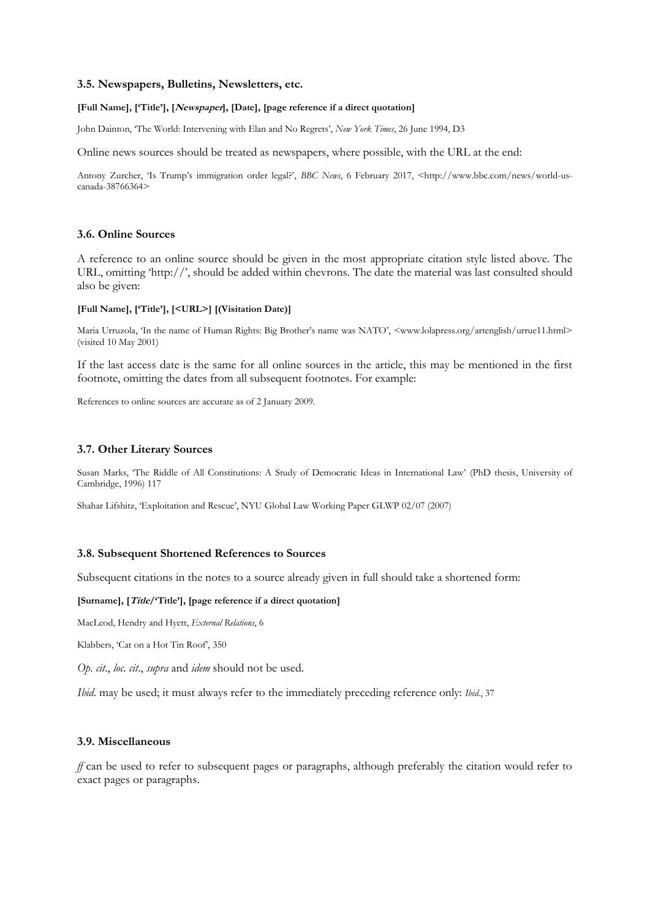### 3.5. Newspapers, Bulletins, Newsletters, etc.

**[Full Name], ['Title'], [*Newspaper*], [Date], [page reference if a direct quotation]**

John Dainton, 'The World: Intervening with Elan and No Regrets', *New York Times*, 26 June 1994, D3

Online news sources should be treated as newspapers, where possible, with the URL at the end:

Antony Zurcher, 'Is Trump's immigration order legal?', *BBC News*, 6 February 2017, <http://www.bbc.com/news/world-us-canada-38766364>

### 3.6. Online Sources

A reference to an online source should be given in the most appropriate citation style listed above. The URL, omitting 'http://', should be added within chevrons. The date the material was last consulted should also be given:

**[Full Name], ['Title'], [<URL>] [(Visitation Date)]**

Maria Urruzola, 'In the name of Human Rights: Big Brother's name was NATO', <www.lolapress.org/artenglish/urrue11.html> (visited 10 May 2001)

If the last access date is the same for all online sources in the article, this may be mentioned in the first footnote, omitting the dates from all subsequent footnotes. For example:

References to online sources are accurate as of 2 January 2009.

### 3.7. Other Literary Sources

Susan Marks, 'The Riddle of All Constitutions: A Study of Democratic Ideas in International Law' (PhD thesis, University of Cambridge, 1996) 117

Shahar Lifshitz, 'Exploitation and Rescue', NYU Global Law Working Paper GLWP 02/07 (2007)

### 3.8. Subsequent Shortened References to Sources

Subsequent citations in the notes to a source already given in full should take a shortened form:

**[Surname], [*Title*/'Title'], [page reference if a direct quotation]**

MacLeod, Hendry and Hyett, *External Relations*, 6

Klabbers, 'Cat on a Hot Tin Roof', 350

*Op. cit.*, *loc. cit.*, *supra* and *idem* should not be used.

*Ibid.* may be used; it must always refer to the immediately preceding reference only: *Ibid.*, 37

### 3.9. Miscellaneous

*ff* can be used to refer to subsequent pages or paragraphs, although preferably the citation would refer to exact pages or paragraphs.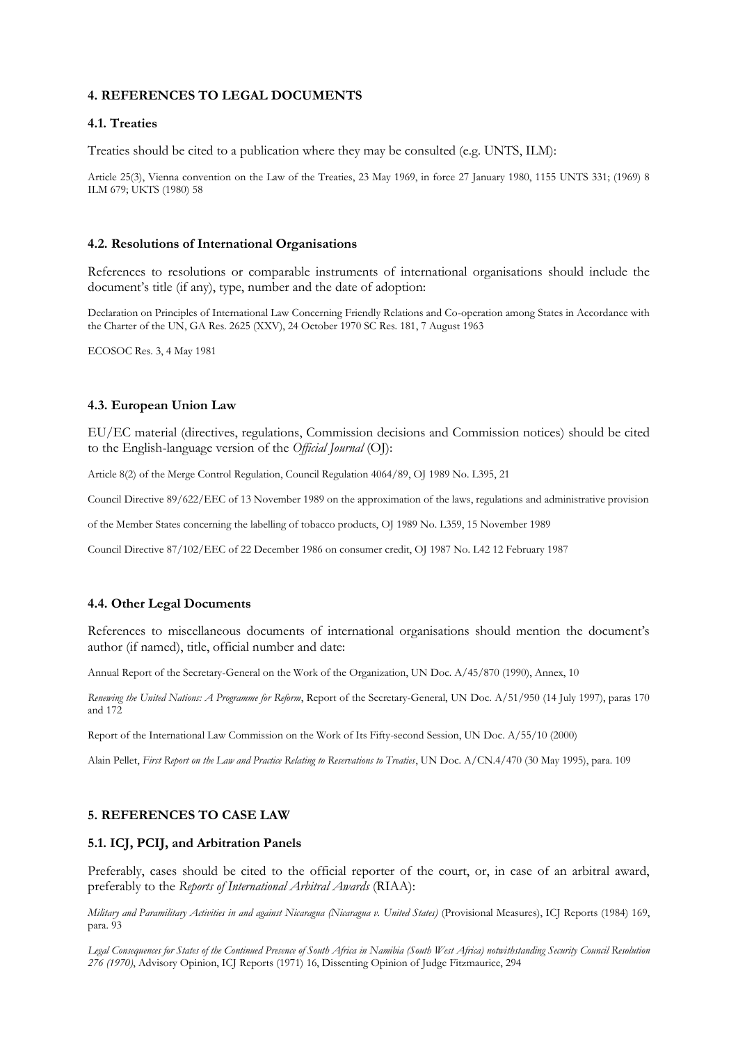## 4. REFERENCES TO LEGAL DOCUMENTS

### 4.1. Treaties

Treaties should be cited to a publication where they may be consulted (e.g. UNTS, ILM):

Article 25(3), Vienna convention on the Law of the Treaties, 23 May 1969, in force 27 January 1980, 1155 UNTS 331; (1969) 8 ILM 679; UKTS (1980) 58

### 4.2. Resolutions of International Organisations

References to resolutions or comparable instruments of international organisations should include the document's title (if any), type, number and the date of adoption:

Declaration on Principles of International Law Concerning Friendly Relations and Co-operation among States in Accordance with the Charter of the UN, GA Res. 2625 (XXV), 24 October 1970 SC Res. 181, 7 August 1963

ECOSOC Res. 3, 4 May 1981

### 4.3. European Union Law

EU/EC material (directives, regulations, Commission decisions and Commission notices) should be cited to the English-language version of the *Official Journal* (OJ):

Article 8(2) of the Merge Control Regulation, Council Regulation 4064/89, OJ 1989 No. L395, 21

Council Directive 89/622/EEC of 13 November 1989 on the approximation of the laws, regulations and administrative provision

of the Member States concerning the labelling of tobacco products, OJ 1989 No. L359, 15 November 1989

Council Directive 87/102/EEC of 22 December 1986 on consumer credit, OJ 1987 No. L42 12 February 1987

### 4.4. Other Legal Documents

References to miscellaneous documents of international organisations should mention the document's author (if named), title, official number and date:

Annual Report of the Secretary-General on the Work of the Organization, UN Doc. A/45/870 (1990), Annex, 10

*Renewing the United Nations: A Programme for Reform*, Report of the Secretary-General, UN Doc. A/51/950 (14 July 1997), paras 170 and 172

Report of the International Law Commission on the Work of Its Fifty-second Session, UN Doc. A/55/10 (2000)

Alain Pellet, *First Report on the Law and Practice Relating to Reservations to Treaties*, UN Doc. A/CN.4/470 (30 May 1995), para. 109

## 5. REFERENCES TO CASE LAW

### 5.1. ICJ, PCIJ, and Arbitration Panels

Preferably, cases should be cited to the official reporter of the court, or, in case of an arbitral award, preferably to the *Reports of International Arbitral Awards* (RIAA):

*Military and Paramilitary Activities in and against Nicaragua (Nicaragua v. United States)* (Provisional Measures), ICJ Reports (1984) 169, para. 93

*Legal Consequences for States of the Continued Presence of South Africa in Namibia (South West Africa) notwithstanding Security Council Resolution 276 (1970)*, Advisory Opinion, ICJ Reports (1971) 16, Dissenting Opinion of Judge Fitzmaurice, 294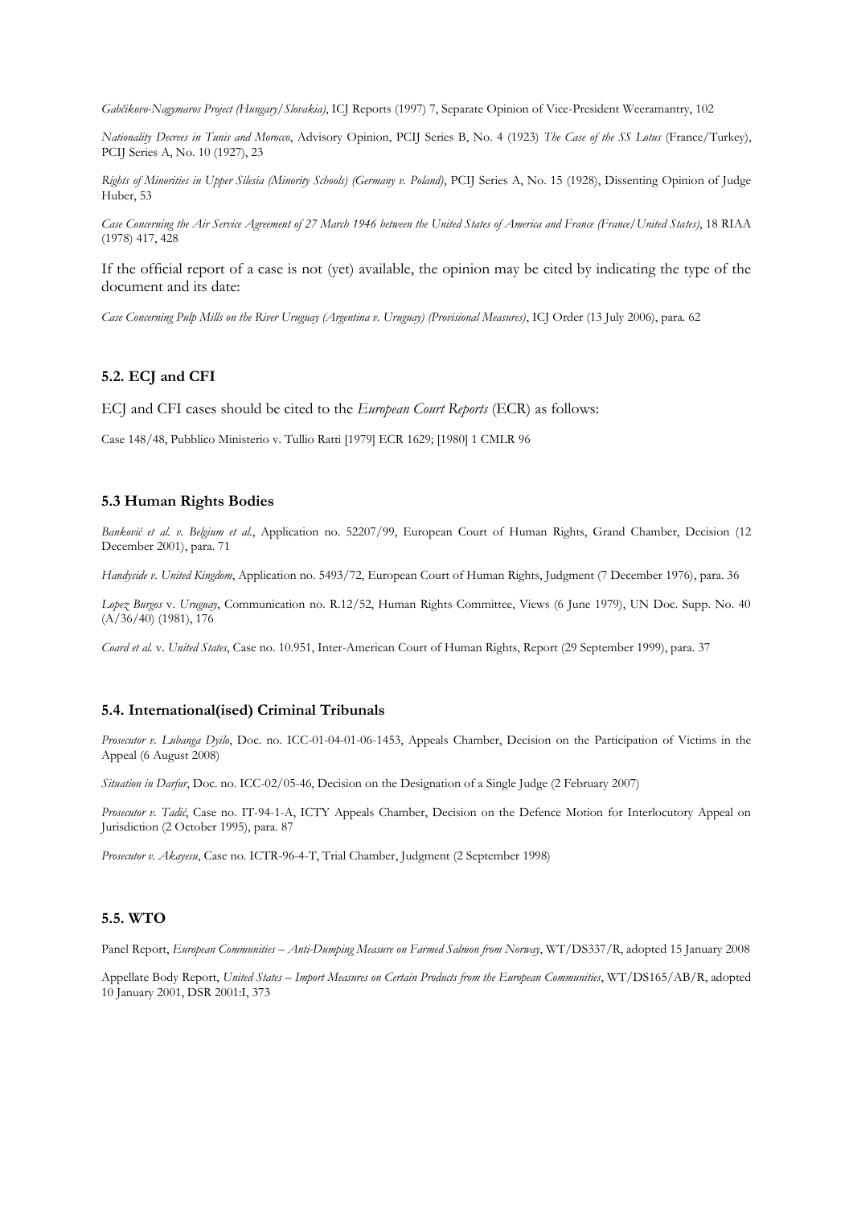*Gabčíkovo-Nagymaros Project (Hungary/Slovakia)*, ICJ Reports (1997) 7, Separate Opinion of Vice-President Weeramantry, 102

*Nationality Decrees in Tunis and Morocco*, Advisory Opinion, PCIJ Series B, No. 4 (1923) *The Case of the SS Lotus* (France/Turkey), PCIJ Series A, No. 10 (1927), 23

*Rights of Minorities in Upper Silesia (Minority Schools) (Germany v. Poland)*, PCIJ Series A, No. 15 (1928), Dissenting Opinion of Judge Huber, 53

*Case Concerning the Air Service Agreement of 27 March 1946 between the United States of America and France (France/United States)*, 18 RIAA (1978) 417, 428

If the official report of a case is not (yet) available, the opinion may be cited by indicating the type of the document and its date:

*Case Concerning Pulp Mills on the River Uruguay (Argentina v. Uruguay) (Provisional Measures)*, ICJ Order (13 July 2006), para. 62

### 5.2. ECJ and CFI

ECJ and CFI cases should be cited to the *European Court Reports* (ECR) as follows:

Case 148/48, Pubblico Ministerio v. Tullio Ratti [1979] ECR 1629; [1980] 1 CMLR 96

### 5.3 Human Rights Bodies

*Banković et al. v. Belgium et al.*, Application no. 52207/99, European Court of Human Rights, Grand Chamber, Decision (12 December 2001), para. 71

*Handyside v. United Kingdom*, Application no. 5493/72, European Court of Human Rights, Judgment (7 December 1976), para. 36

*Lopez Burgos* v. *Uruguay*, Communication no. R.12/52, Human Rights Committee, Views (6 June 1979), UN Doc. Supp. No. 40 (A/36/40) (1981), 176

*Coard et al.* v. *United States*, Case no. 10.951, Inter-American Court of Human Rights, Report (29 September 1999), para. 37

### 5.4. International(ised) Criminal Tribunals

*Prosecutor v. Lubanga Dyilo*, Doc. no. ICC-01-04-01-06-1453, Appeals Chamber, Decision on the Participation of Victims in the Appeal (6 August 2008)

*Situation in Darfur*, Doc. no. ICC-02/05-46, Decision on the Designation of a Single Judge (2 February 2007)

*Prosecutor v. Tadić*, Case no. IT-94-1-A, ICTY Appeals Chamber, Decision on the Defence Motion for Interlocutory Appeal on Jurisdiction (2 October 1995), para. 87

*Prosecutor v. Akayesu*, Case no. ICTR-96-4-T, Trial Chamber, Judgment (2 September 1998)

### 5.5. WTO

Panel Report, *European Communities – Anti-Dumping Measure on Farmed Salmon from Norway*, WT/DS337/R, adopted 15 January 2008

Appellate Body Report, *United States – Import Measures on Certain Products from the European Communities*, WT/DS165/AB/R, adopted 10 January 2001, DSR 2001:I, 373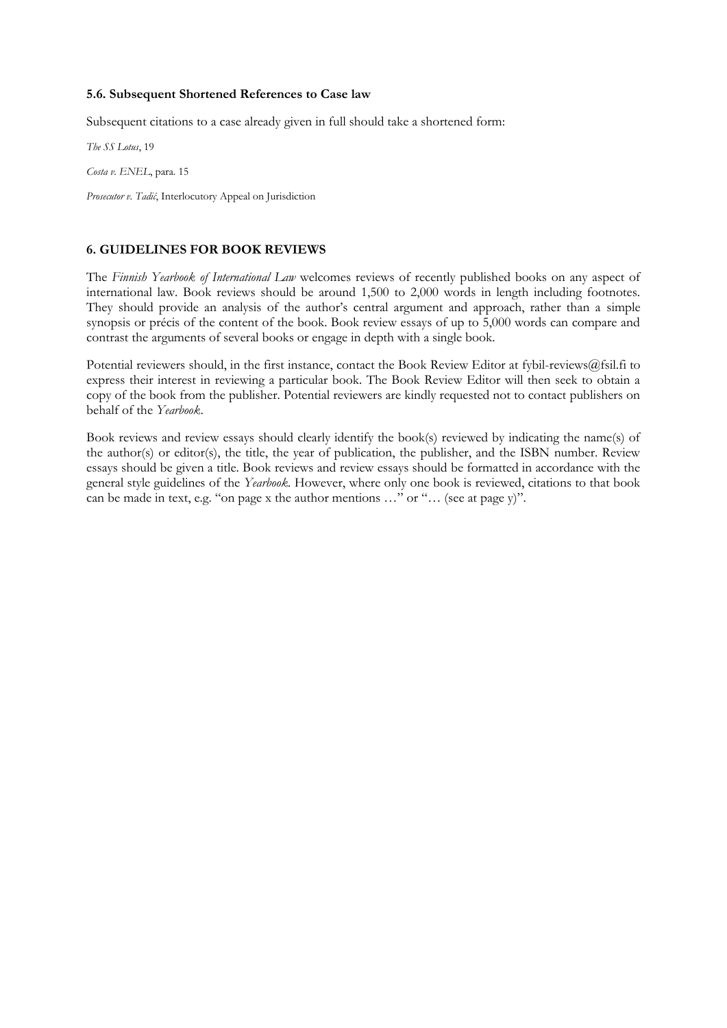### 5.6. Subsequent Shortened References to Case law

Subsequent citations to a case already given in full should take a shortened form:

*The SS Lotus*, 19

*Costa v. ENEL*, para. 15

*Prosecutor v. Tadić*, Interlocutory Appeal on Jurisdiction

## 6. GUIDELINES FOR BOOK REVIEWS

The *Finnish Yearbook of International Law* welcomes reviews of recently published books on any aspect of international law. Book reviews should be around 1,500 to 2,000 words in length including footnotes. They should provide an analysis of the author's central argument and approach, rather than a simple synopsis or précis of the content of the book. Book review essays of up to 5,000 words can compare and contrast the arguments of several books or engage in depth with a single book.

Potential reviewers should, in the first instance, contact the Book Review Editor at fybil-reviews@fsil.fi to express their interest in reviewing a particular book. The Book Review Editor will then seek to obtain a copy of the book from the publisher. Potential reviewers are kindly requested not to contact publishers on behalf of the *Yearbook*.

Book reviews and review essays should clearly identify the book(s) reviewed by indicating the name(s) of the author(s) or editor(s), the title, the year of publication, the publisher, and the ISBN number. Review essays should be given a title. Book reviews and review essays should be formatted in accordance with the general style guidelines of the *Yearbook*. However, where only one book is reviewed, citations to that book can be made in text, e.g. "on page x the author mentions …" or "… (see at page y)".